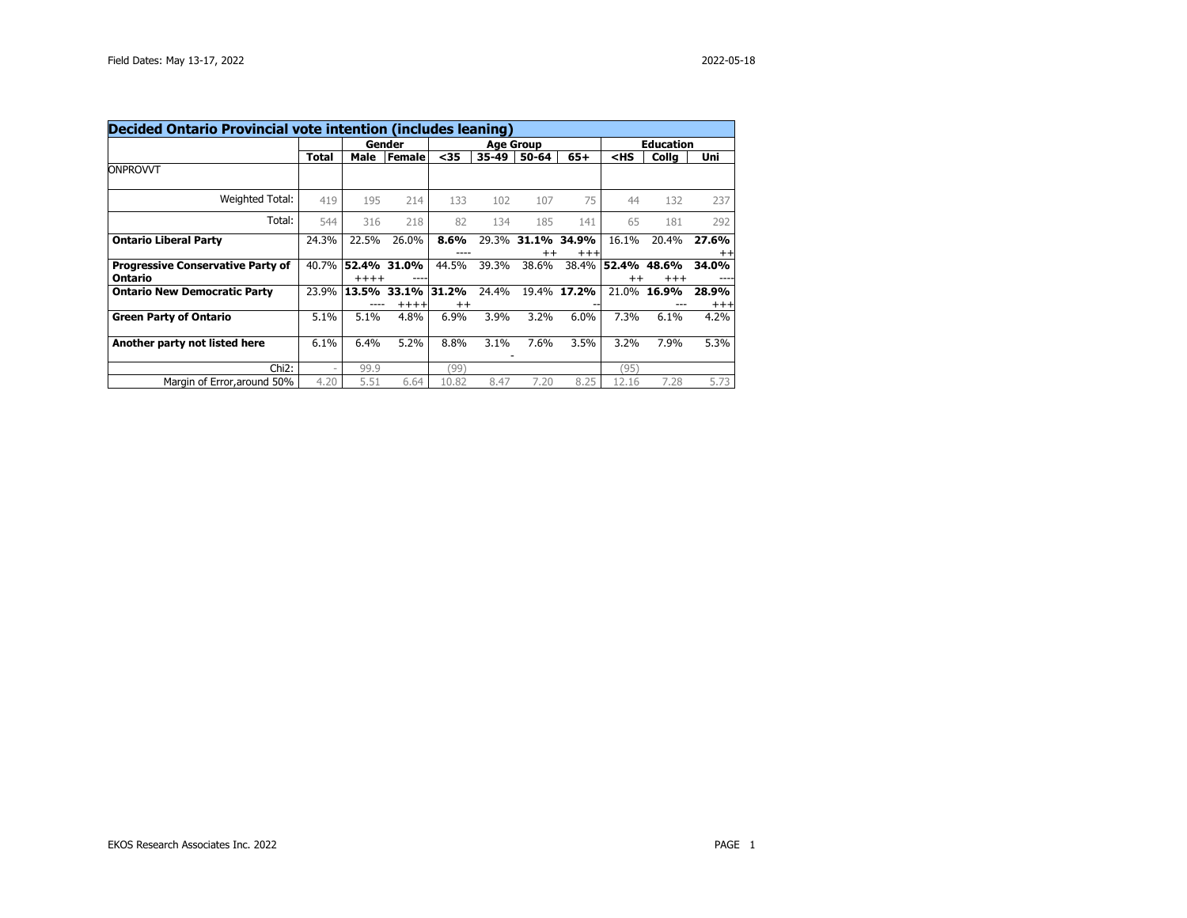Field Dates: May 13-17, 2022

2022-05-18

| Decided Ontario Provincial vote intention (includes leaning) | | | | | | | | | | |
|---|---|---|---|---|---|---|---|---|---|---|
| | | Gender | | Age Group | | | | Education | | |
| | Total | Male | Female | <35 | 35-49 | 50-64 | 65+ | <HS | Collg | Uni |
| ONPROVVT | | | | | | | | | | |
| Weighted Total: | 419 | 195 | 214 | 133 | 102 | 107 | 75 | 44 | 132 | 237 |
| Total: | 544 | 316 | 218 | 82 | 134 | 185 | 141 | 65 | 181 | 292 |
| **Ontario Liberal Party** | 24.3% | 22.5% | 26.0% | **8.6%** ---- | 29.3% | **31.1%** ++ | **34.9%** +++ | 16.1% | 20.4% | **27.6%** ++ |
| **Progressive Conservative Party of Ontario** | 40.7% | **52.4%** ++++ | **31.0%** ---- | 44.5% | 39.3% | 38.6% | 38.4% | **52.4%** ++ | **48.6%** +++ | **34.0%** ---- |
| **Ontario New Democratic Party** | 23.9% | **13.5%** ---- | **33.1%** ++++ | **31.2%** ++ | 24.4% | 19.4% | **17.2%** -- | 21.0% | **16.9%** --- | **28.9%** +++ |
| **Green Party of Ontario** | 5.1% | 5.1% | 4.8% | 6.9% | 3.9% | 3.2% | 6.0% | 7.3% | 6.1% | 4.2% |
| **Another party not listed here** | 6.1% | 6.4% | 5.2% | 8.8% | 3.1% - | 7.6% | 3.5% | 3.2% | 7.9% | 5.3% |
| Chi2: | - | 99.9 | | (99) | | | | (95) | | |
| Margin of Error,around 50% | 4.20 | 5.51 | 6.64 | 10.82 | 8.47 | 7.20 | 8.25 | 12.16 | 7.28 | 5.73 |

EKOS Research Associates Inc. 2022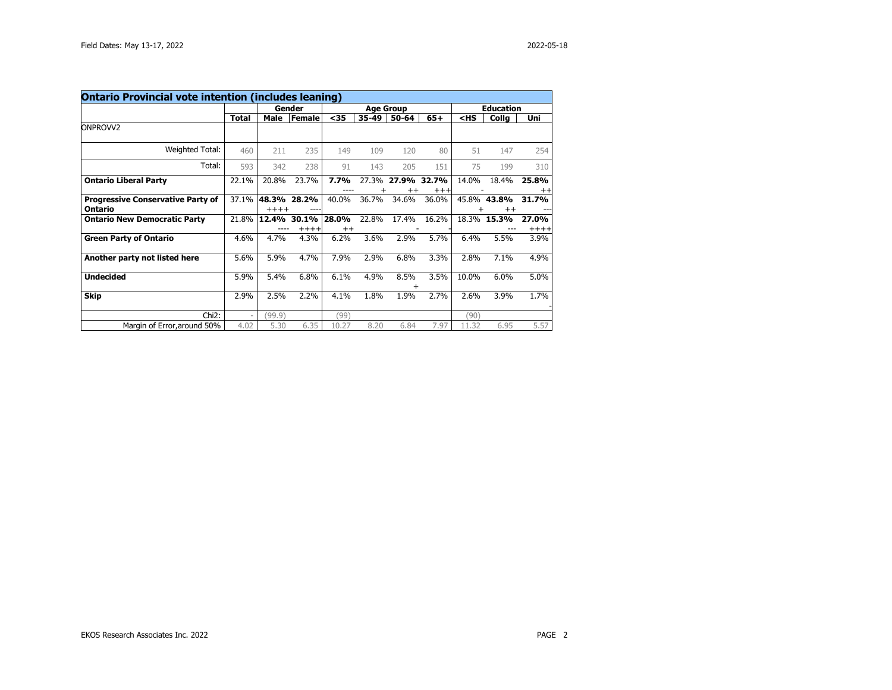Field Dates: May 13-17, 2022

2022-05-18

## Ontario Provincial vote intention (includes leaning)

| | | Gender | | Age Group | | | | Education | | |
|---|---|---|---|---|---|---|---|---|---|---|
| | **Total** | **Male** | **Female** | **<35** | **35-49** | **50-64** | **65+** | **<HS** | **Collg** | **Uni** |
| ONPROVV2 | | | | | | | | | | |
| Weighted Total: | 460 | 211 | 235 | 149 | 109 | 120 | 80 | 51 | 147 | 254 |
| Total: | 593 | 342 | 238 | 91 | 143 | 205 | 151 | 75 | 199 | 310 |
| **Ontario Liberal Party** | 22.1% | 20.8% | 23.7% | **7.7%** ---- | 27.3% + | **27.9%** ++ | **32.7%** +++ | 14.0% - | 18.4% | **25.8%** ++ |
| **Progressive Conservative Party of Ontario** | 37.1% | **48.3%** ++++ | **28.2%** ---- | 40.0% | 36.7% | 34.6% | 36.0% | 45.8% + | **43.8%** ++ | **31.7%** --- |
| **Ontario New Democratic Party** | 21.8% | **12.4%** ---- | **30.1%** ++++ | **28.0%** ++ | 22.8% | 17.4% - | 16.2% - | 18.3% | **15.3%** --- | **27.0%** ++++ |
| **Green Party of Ontario** | 4.6% | 4.7% | 4.3% | 6.2% | 3.6% | 2.9% | 5.7% | 6.4% | 5.5% | 3.9% |
| **Another party not listed here** | 5.6% | 5.9% | 4.7% | 7.9% | 2.9% | 6.8% | 3.3% | 2.8% | 7.1% | 4.9% |
| **Undecided** | 5.9% | 5.4% | 6.8% | 6.1% | 4.9% | 8.5% + | 3.5% | 10.0% | 6.0% | 5.0% |
| **Skip** | 2.9% | 2.5% | 2.2% | 4.1% | 1.8% | 1.9% | 2.7% | 2.6% | 3.9% | 1.7% - |
| Chi2: | - | (99.9) | | (99) | | | | (90) | | |
| Margin of Error,around 50% | 4.02 | 5.30 | 6.35 | 10.27 | 8.20 | 6.84 | 7.97 | 11.32 | 6.95 | 5.57 |

EKOS Research Associates Inc. 2022